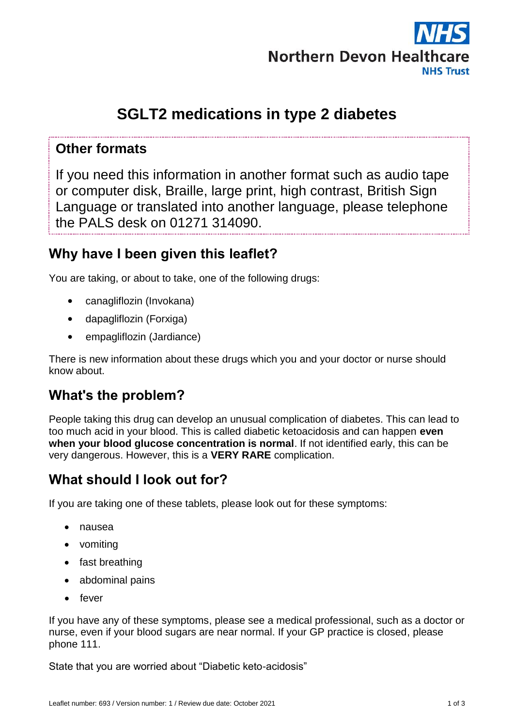# SGLT2 medications in type 2 diabetes

## Other formats

If you need this information in another format such as audio tape or computer disk, Braille, large print, high contrast, British Sign Language or translated into another language, please telephone the PALS desk on 01271 314090.

## Why have I been given this leaflet?

You are taking, or about to take, one of the following drugs:

- canagliflozin (Invokana)
- dapagliflozin (Forxiga)
- empagliflozin (Jardiance)

There is new information about these drugs which you and your doctor or nurse should know about.

## What's the problem?

People taking this drug can develop an unusual complication of diabetes. This can lead to too much acid in your blood. This is called diabetic ketoacidosis and can happen **even when your blood glucose concentration is normal**. If not identified early, this can be very dangerous. However, this is a **VERY RARE** complication.

## What should I look out for?

If you are taking one of these tablets, please look out for these symptoms:

- nausea
- vomiting
- fast breathing
- abdominal pains
- fever

If you have any of these symptoms, please see a medical professional, such as a doctor or nurse, even if your blood sugars are near normal. If your GP practice is closed, please phone 111.

State that you are worried about "Diabetic keto-acidosis"

Leaflet number: 693 / Version number: 1 / Review due date: October 2021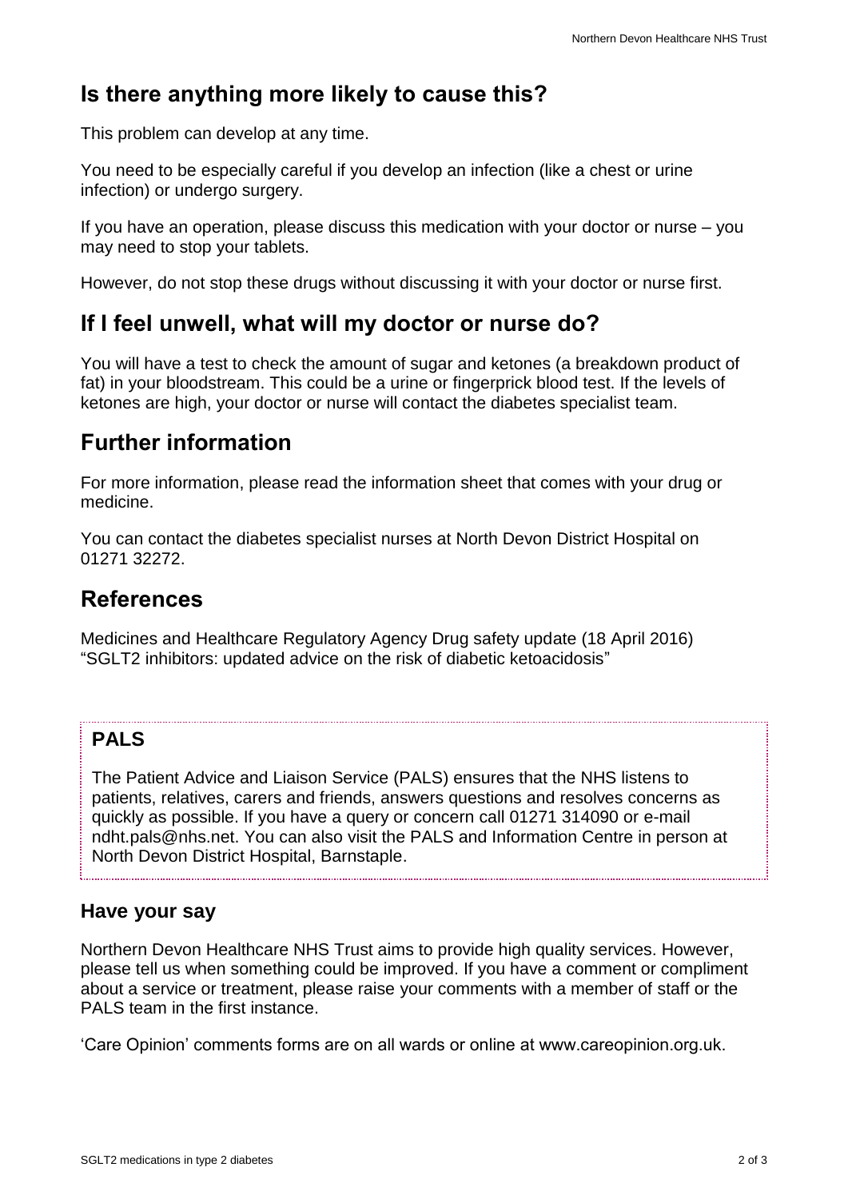## Is there anything more likely to cause this?

This problem can develop at any time.

You need to be especially careful if you develop an infection (like a chest or urine infection) or undergo surgery.

If you have an operation, please discuss this medication with your doctor or nurse – you may need to stop your tablets.

However, do not stop these drugs without discussing it with your doctor or nurse first.

## If I feel unwell, what will my doctor or nurse do?

You will have a test to check the amount of sugar and ketones (a breakdown product of fat) in your bloodstream. This could be a urine or fingerprick blood test. If the levels of ketones are high, your doctor or nurse will contact the diabetes specialist team.

## Further information

For more information, please read the information sheet that comes with your drug or medicine.

You can contact the diabetes specialist nurses at North Devon District Hospital on 01271 32272.

## References

Medicines and Healthcare Regulatory Agency Drug safety update (18 April 2016) "SGLT2 inhibitors: updated advice on the risk of diabetic ketoacidosis"

### PALS

The Patient Advice and Liaison Service (PALS) ensures that the NHS listens to patients, relatives, carers and friends, answers questions and resolves concerns as quickly as possible. If you have a query or concern call 01271 314090 or e-mail ndht.pals@nhs.net. You can also visit the PALS and Information Centre in person at North Devon District Hospital, Barnstaple.

### Have your say

Northern Devon Healthcare NHS Trust aims to provide high quality services. However, please tell us when something could be improved. If you have a comment or compliment about a service or treatment, please raise your comments with a member of staff or the PALS team in the first instance.

'Care Opinion' comments forms are on all wards or online at www.careopinion.org.uk.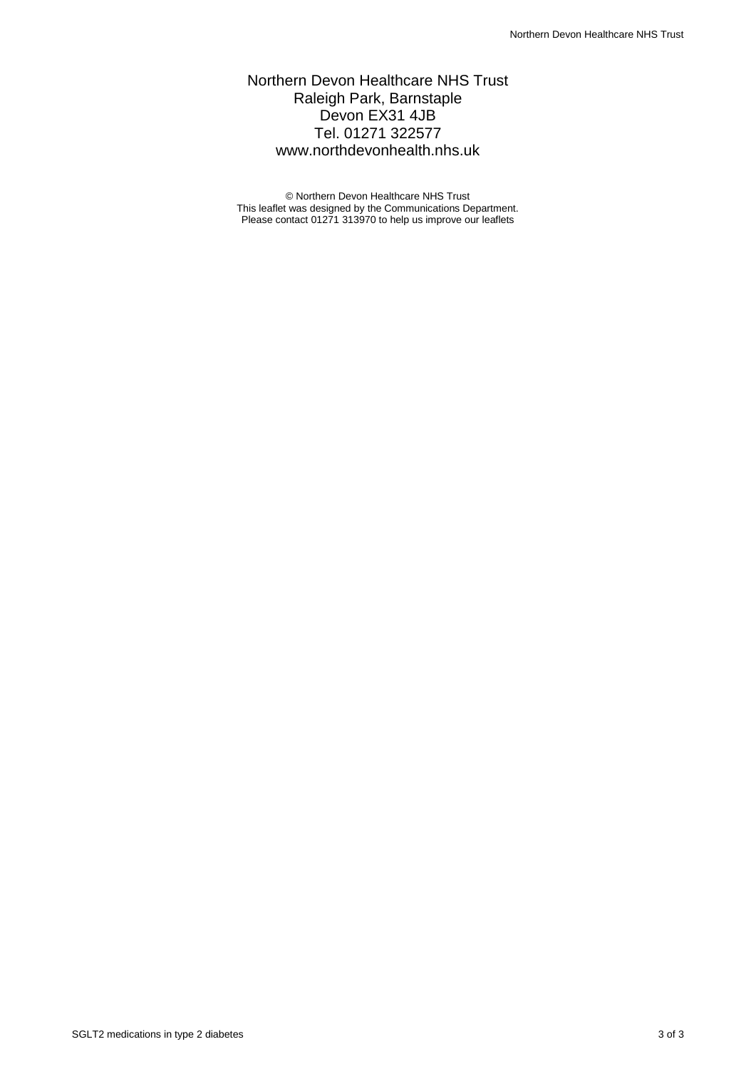Northern Devon Healthcare NHS Trust
Raleigh Park, Barnstaple
Devon EX31 4JB
Tel. 01271 322577
www.northdevonhealth.nhs.uk

© Northern Devon Healthcare NHS Trust
This leaflet was designed by the Communications Department.
Please contact 01271 313970 to help us improve our leaflets